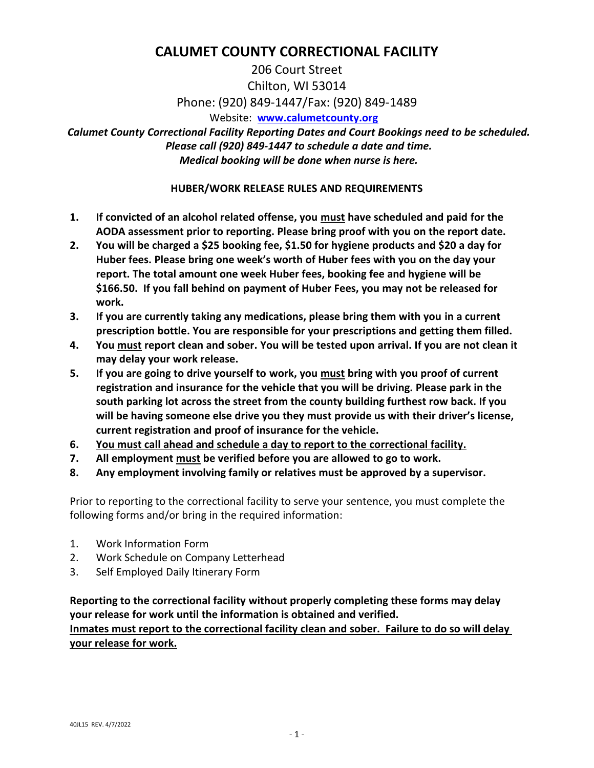# CALUMET COUNTY CORRECTIONAL FACILITY

206 Court Street
Chilton, WI 53014
Phone: (920) 849-1447/Fax: (920) 849-1489
Website: **[www.calumetcounty.org](http://www.calumetcounty.org)**

***Calumet County Correctional Facility Reporting Dates and Court Bookings need to be scheduled. Please call (920) 849-1447 to schedule a date and time. Medical booking will be done when nurse is here.***

## HUBER/WORK RELEASE RULES AND REQUIREMENTS

1. **If convicted of an alcohol related offense, you <u>must</u> have scheduled and paid for the AODA assessment prior to reporting. Please bring proof with you on the report date.**
2. **You will be charged a $25 booking fee, $1.50 for hygiene products and $20 a day for Huber fees. Please bring one week's worth of Huber fees with you on the day your report. The total amount one week Huber fees, booking fee and hygiene will be $166.50. If you fall behind on payment of Huber Fees, you may not be released for work.**
3. **If you are currently taking any medications, please bring them with you in a current prescription bottle. You are responsible for your prescriptions and getting them filled.**
4. **You <u>must</u> report clean and sober. You will be tested upon arrival. If you are not clean it may delay your work release.**
5. **If you are going to drive yourself to work, you <u>must</u> bring with you proof of current registration and insurance for the vehicle that you will be driving. Please park in the south parking lot across the street from the county building furthest row back. If you will be having someone else drive you they must provide us with their driver's license, current registration and proof of insurance for the vehicle.**
6. **<u>You must call ahead and schedule a day to report to the correctional facility.</u>**
7. **All employment <u>must</u> be verified before you are allowed to go to work.**
8. **Any employment involving family or relatives must be approved by a supervisor.**

Prior to reporting to the correctional facility to serve your sentence, you must complete the following forms and/or bring in the required information:

1. Work Information Form
2. Work Schedule on Company Letterhead
3. Self Employed Daily Itinerary Form

**Reporting to the correctional facility without properly completing these forms may delay your release for work until the information is obtained and verified.**
**<u>Inmates must report to the correctional facility clean and sober. Failure to do so will delay your release for work.</u>**

40JL15 REV. 4/7/2022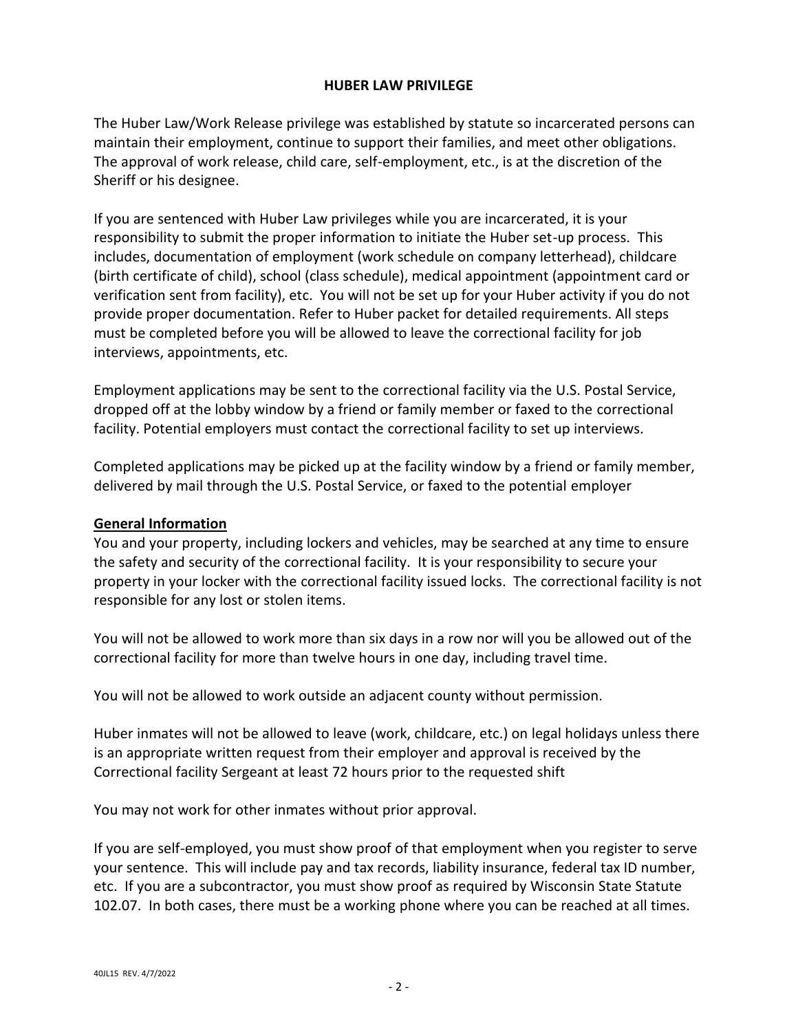# HUBER LAW PRIVILEGE

The Huber Law/Work Release privilege was established by statute so incarcerated persons can maintain their employment, continue to support their families, and meet other obligations. The approval of work release, child care, self-employment, etc., is at the discretion of the Sheriff or his designee.

If you are sentenced with Huber Law privileges while you are incarcerated, it is your responsibility to submit the proper information to initiate the Huber set-up process. This includes, documentation of employment (work schedule on company letterhead), childcare (birth certificate of child), school (class schedule), medical appointment (appointment card or verification sent from facility), etc. You will not be set up for your Huber activity if you do not provide proper documentation. Refer to Huber packet for detailed requirements. All steps must be completed before you will be allowed to leave the correctional facility for job interviews, appointments, etc.

Employment applications may be sent to the correctional facility via the U.S. Postal Service, dropped off at the lobby window by a friend or family member or faxed to the correctional facility. Potential employers must contact the correctional facility to set up interviews.

Completed applications may be picked up at the facility window by a friend or family member, delivered by mail through the U.S. Postal Service, or faxed to the potential employer

## General Information

You and your property, including lockers and vehicles, may be searched at any time to ensure the safety and security of the correctional facility. It is your responsibility to secure your property in your locker with the correctional facility issued locks. The correctional facility is not responsible for any lost or stolen items.

You will not be allowed to work more than six days in a row nor will you be allowed out of the correctional facility for more than twelve hours in one day, including travel time.

You will not be allowed to work outside an adjacent county without permission.

Huber inmates will not be allowed to leave (work, childcare, etc.) on legal holidays unless there is an appropriate written request from their employer and approval is received by the Correctional facility Sergeant at least 72 hours prior to the requested shift

You may not work for other inmates without prior approval.

If you are self-employed, you must show proof of that employment when you register to serve your sentence. This will include pay and tax records, liability insurance, federal tax ID number, etc. If you are a subcontractor, you must show proof as required by Wisconsin State Statute 102.07. In both cases, there must be a working phone where you can be reached at all times.

40JL15 REV. 4/7/2022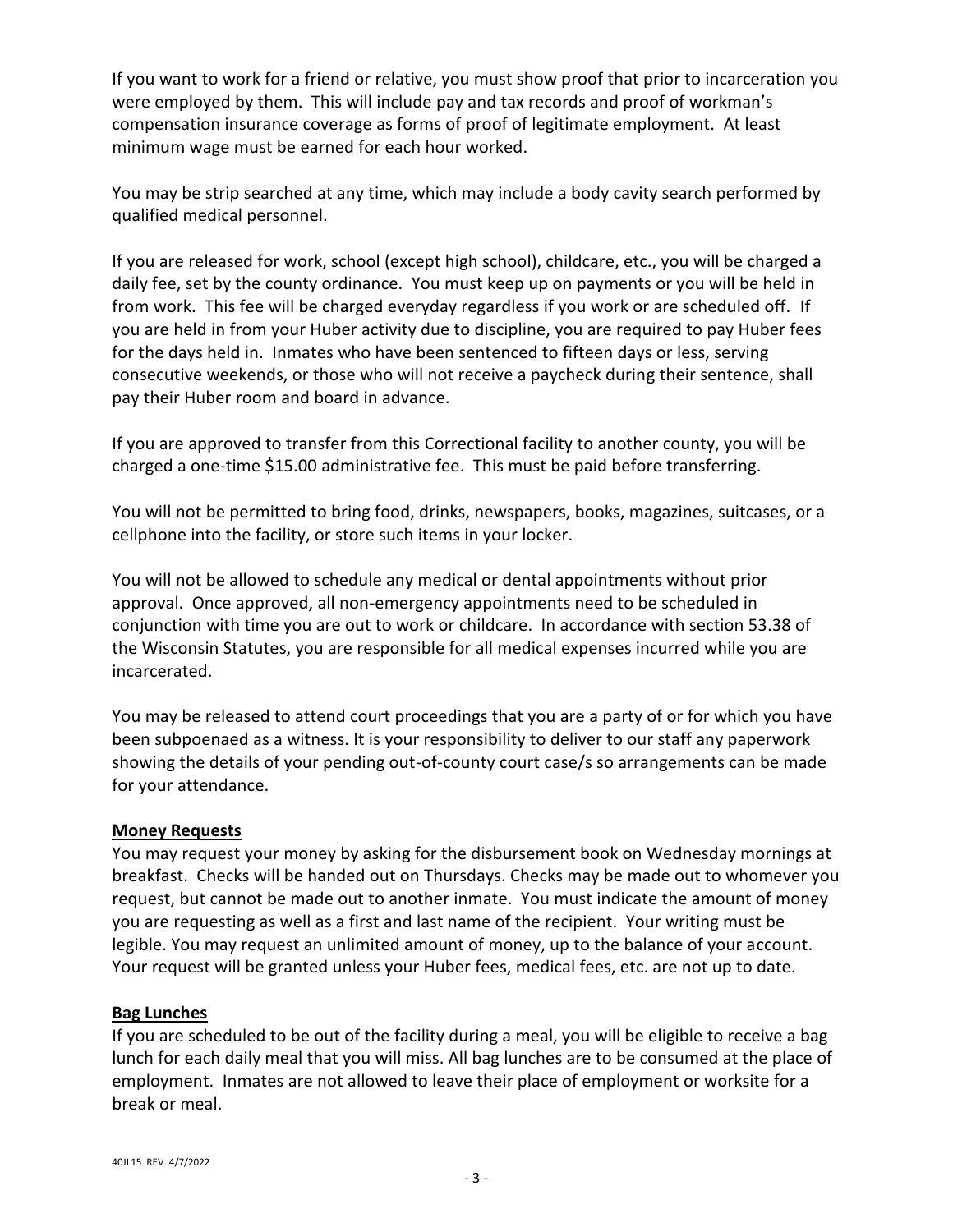If you want to work for a friend or relative, you must show proof that prior to incarceration you were employed by them. This will include pay and tax records and proof of workman's compensation insurance coverage as forms of proof of legitimate employment. At least minimum wage must be earned for each hour worked.

You may be strip searched at any time, which may include a body cavity search performed by qualified medical personnel.

If you are released for work, school (except high school), childcare, etc., you will be charged a daily fee, set by the county ordinance. You must keep up on payments or you will be held in from work. This fee will be charged everyday regardless if you work or are scheduled off. If you are held in from your Huber activity due to discipline, you are required to pay Huber fees for the days held in. Inmates who have been sentenced to fifteen days or less, serving consecutive weekends, or those who will not receive a paycheck during their sentence, shall pay their Huber room and board in advance.

If you are approved to transfer from this Correctional facility to another county, you will be charged a one-time $15.00 administrative fee. This must be paid before transferring.

You will not be permitted to bring food, drinks, newspapers, books, magazines, suitcases, or a cellphone into the facility, or store such items in your locker.

You will not be allowed to schedule any medical or dental appointments without prior approval. Once approved, all non-emergency appointments need to be scheduled in conjunction with time you are out to work or childcare. In accordance with section 53.38 of the Wisconsin Statutes, you are responsible for all medical expenses incurred while you are incarcerated.

You may be released to attend court proceedings that you are a party of or for which you have been subpoenaed as a witness. It is your responsibility to deliver to our staff any paperwork showing the details of your pending out-of-county court case/s so arrangements can be made for your attendance.

**Money Requests**

You may request your money by asking for the disbursement book on Wednesday mornings at breakfast. Checks will be handed out on Thursdays. Checks may be made out to whomever you request, but cannot be made out to another inmate. You must indicate the amount of money you are requesting as well as a first and last name of the recipient. Your writing must be legible. You may request an unlimited amount of money, up to the balance of your account. Your request will be granted unless your Huber fees, medical fees, etc. are not up to date.

**Bag Lunches**

If you are scheduled to be out of the facility during a meal, you will be eligible to receive a bag lunch for each daily meal that you will miss. All bag lunches are to be consumed at the place of employment. Inmates are not allowed to leave their place of employment or worksite for a break or meal.

40JL15 REV. 4/7/2022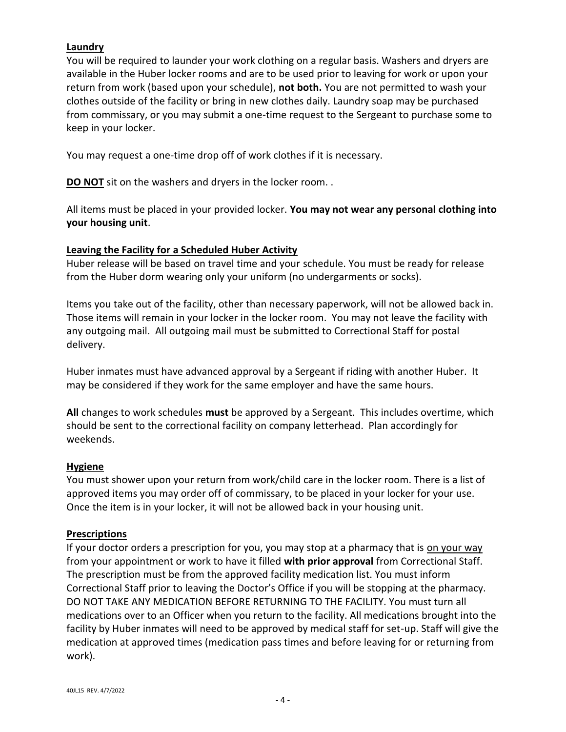**Laundry**

You will be required to launder your work clothing on a regular basis. Washers and dryers are available in the Huber locker rooms and are to be used prior to leaving for work or upon your return from work (based upon your schedule), **not both.** You are not permitted to wash your clothes outside of the facility or bring in new clothes daily. Laundry soap may be purchased from commissary, or you may submit a one-time request to the Sergeant to purchase some to keep in your locker.

You may request a one-time drop off of work clothes if it is necessary.

**DO NOT** sit on the washers and dryers in the locker room. .

All items must be placed in your provided locker. **You may not wear any personal clothing into your housing unit**.

**Leaving the Facility for a Scheduled Huber Activity**

Huber release will be based on travel time and your schedule. You must be ready for release from the Huber dorm wearing only your uniform (no undergarments or socks).

Items you take out of the facility, other than necessary paperwork, will not be allowed back in. Those items will remain in your locker in the locker room. You may not leave the facility with any outgoing mail. All outgoing mail must be submitted to Correctional Staff for postal delivery.

Huber inmates must have advanced approval by a Sergeant if riding with another Huber. It may be considered if they work for the same employer and have the same hours.

**All** changes to work schedules **must** be approved by a Sergeant. This includes overtime, which should be sent to the correctional facility on company letterhead. Plan accordingly for weekends.

**Hygiene**

You must shower upon your return from work/child care in the locker room. There is a list of approved items you may order off of commissary, to be placed in your locker for your use. Once the item is in your locker, it will not be allowed back in your housing unit.

**Prescriptions**

If your doctor orders a prescription for you, you may stop at a pharmacy that is on your way from your appointment or work to have it filled **with prior approval** from Correctional Staff. The prescription must be from the approved facility medication list. You must inform Correctional Staff prior to leaving the Doctor's Office if you will be stopping at the pharmacy. DO NOT TAKE ANY MEDICATION BEFORE RETURNING TO THE FACILITY. You must turn all medications over to an Officer when you return to the facility. All medications brought into the facility by Huber inmates will need to be approved by medical staff for set-up. Staff will give the medication at approved times (medication pass times and before leaving for or returning from work).

40JL15 REV. 4/7/2022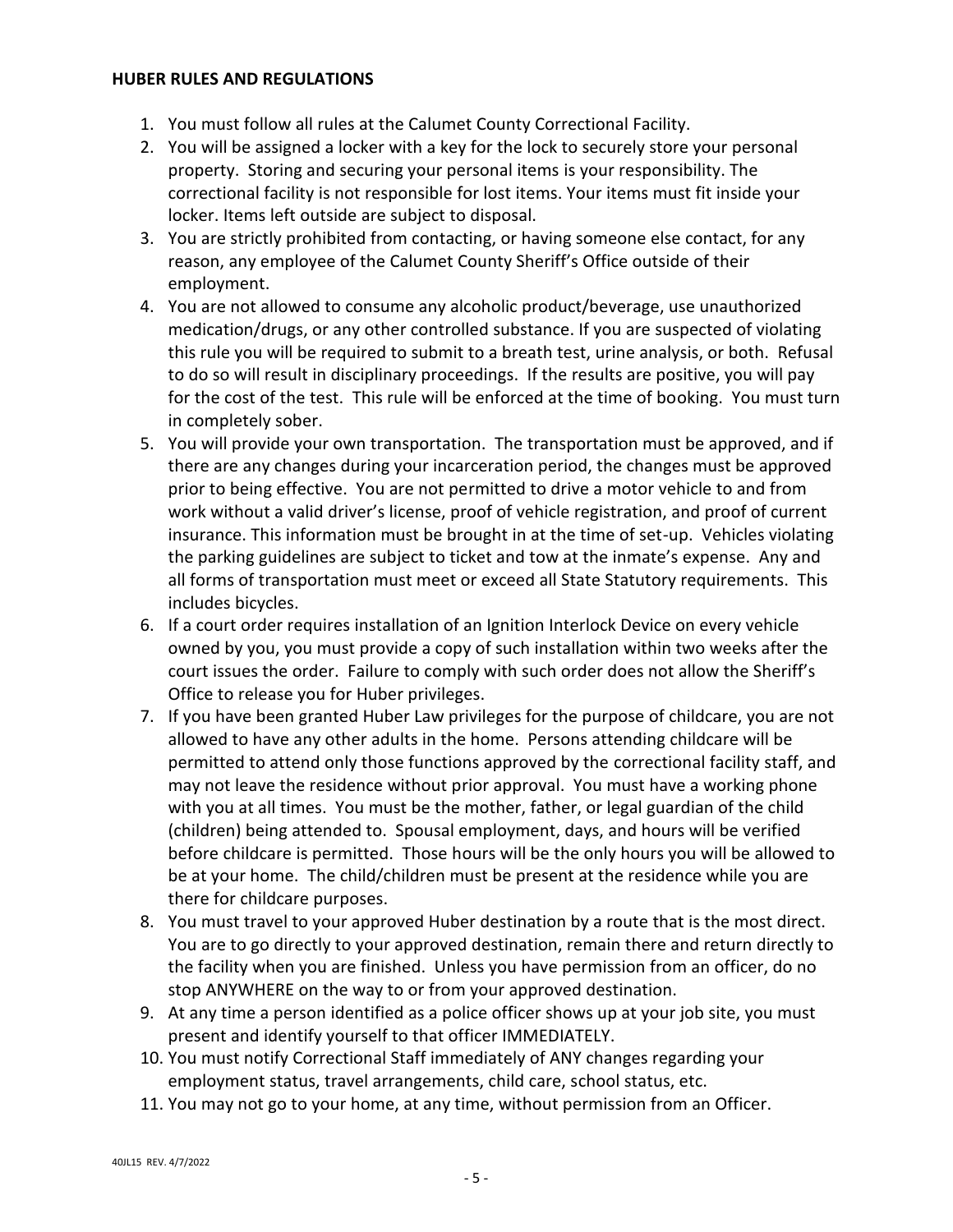**HUBER RULES AND REGULATIONS**

1. You must follow all rules at the Calumet County Correctional Facility.
2. You will be assigned a locker with a key for the lock to securely store your personal property. Storing and securing your personal items is your responsibility. The correctional facility is not responsible for lost items. Your items must fit inside your locker. Items left outside are subject to disposal.
3. You are strictly prohibited from contacting, or having someone else contact, for any reason, any employee of the Calumet County Sheriff's Office outside of their employment.
4. You are not allowed to consume any alcoholic product/beverage, use unauthorized medication/drugs, or any other controlled substance. If you are suspected of violating this rule you will be required to submit to a breath test, urine analysis, or both. Refusal to do so will result in disciplinary proceedings. If the results are positive, you will pay for the cost of the test. This rule will be enforced at the time of booking. You must turn in completely sober.
5. You will provide your own transportation. The transportation must be approved, and if there are any changes during your incarceration period, the changes must be approved prior to being effective. You are not permitted to drive a motor vehicle to and from work without a valid driver's license, proof of vehicle registration, and proof of current insurance. This information must be brought in at the time of set-up. Vehicles violating the parking guidelines are subject to ticket and tow at the inmate's expense. Any and all forms of transportation must meet or exceed all State Statutory requirements. This includes bicycles.
6. If a court order requires installation of an Ignition Interlock Device on every vehicle owned by you, you must provide a copy of such installation within two weeks after the court issues the order. Failure to comply with such order does not allow the Sheriff's Office to release you for Huber privileges.
7. If you have been granted Huber Law privileges for the purpose of childcare, you are not allowed to have any other adults in the home. Persons attending childcare will be permitted to attend only those functions approved by the correctional facility staff, and may not leave the residence without prior approval. You must have a working phone with you at all times. You must be the mother, father, or legal guardian of the child (children) being attended to. Spousal employment, days, and hours will be verified before childcare is permitted. Those hours will be the only hours you will be allowed to be at your home. The child/children must be present at the residence while you are there for childcare purposes.
8. You must travel to your approved Huber destination by a route that is the most direct. You are to go directly to your approved destination, remain there and return directly to the facility when you are finished. Unless you have permission from an officer, do no stop ANYWHERE on the way to or from your approved destination.
9. At any time a person identified as a police officer shows up at your job site, you must present and identify yourself to that officer IMMEDIATELY.
10. You must notify Correctional Staff immediately of ANY changes regarding your employment status, travel arrangements, child care, school status, etc.
11. You may not go to your home, at any time, without permission from an Officer.

40JL15 REV. 4/7/2022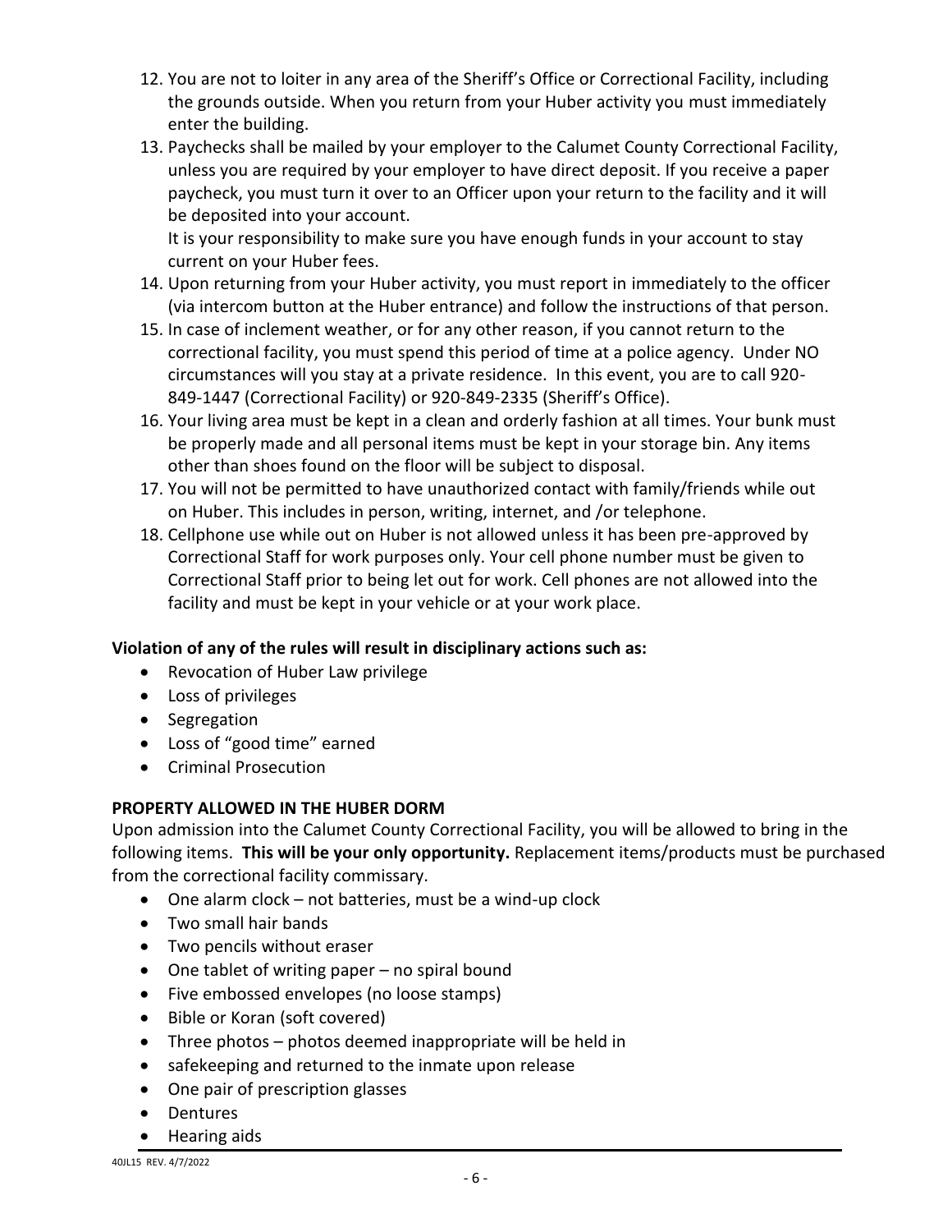12. You are not to loiter in any area of the Sheriff's Office or Correctional Facility, including the grounds outside. When you return from your Huber activity you must immediately enter the building.
13. Paychecks shall be mailed by your employer to the Calumet County Correctional Facility, unless you are required by your employer to have direct deposit. If you receive a paper paycheck, you must turn it over to an Officer upon your return to the facility and it will be deposited into your account.
    It is your responsibility to make sure you have enough funds in your account to stay current on your Huber fees.
14. Upon returning from your Huber activity, you must report in immediately to the officer (via intercom button at the Huber entrance) and follow the instructions of that person.
15. In case of inclement weather, or for any other reason, if you cannot return to the correctional facility, you must spend this period of time at a police agency. Under NO circumstances will you stay at a private residence. In this event, you are to call 920-849-1447 (Correctional Facility) or 920-849-2335 (Sheriff's Office).
16. Your living area must be kept in a clean and orderly fashion at all times. Your bunk must be properly made and all personal items must be kept in your storage bin. Any items other than shoes found on the floor will be subject to disposal.
17. You will not be permitted to have unauthorized contact with family/friends while out on Huber. This includes in person, writing, internet, and /or telephone.
18. Cellphone use while out on Huber is not allowed unless it has been pre-approved by Correctional Staff for work purposes only. Your cell phone number must be given to Correctional Staff prior to being let out for work. Cell phones are not allowed into the facility and must be kept in your vehicle or at your work place.

**Violation of any of the rules will result in disciplinary actions such as:**

- Revocation of Huber Law privilege
- Loss of privileges
- Segregation
- Loss of "good time" earned
- Criminal Prosecution

**PROPERTY ALLOWED IN THE HUBER DORM**

Upon admission into the Calumet County Correctional Facility, you will be allowed to bring in the following items. **This will be your only opportunity.** Replacement items/products must be purchased from the correctional facility commissary.

- One alarm clock – not batteries, must be a wind-up clock
- Two small hair bands
- Two pencils without eraser
- One tablet of writing paper – no spiral bound
- Five embossed envelopes (no loose stamps)
- Bible or Koran (soft covered)
- Three photos – photos deemed inappropriate will be held in
- safekeeping and returned to the inmate upon release
- One pair of prescription glasses
- Dentures
- Hearing aids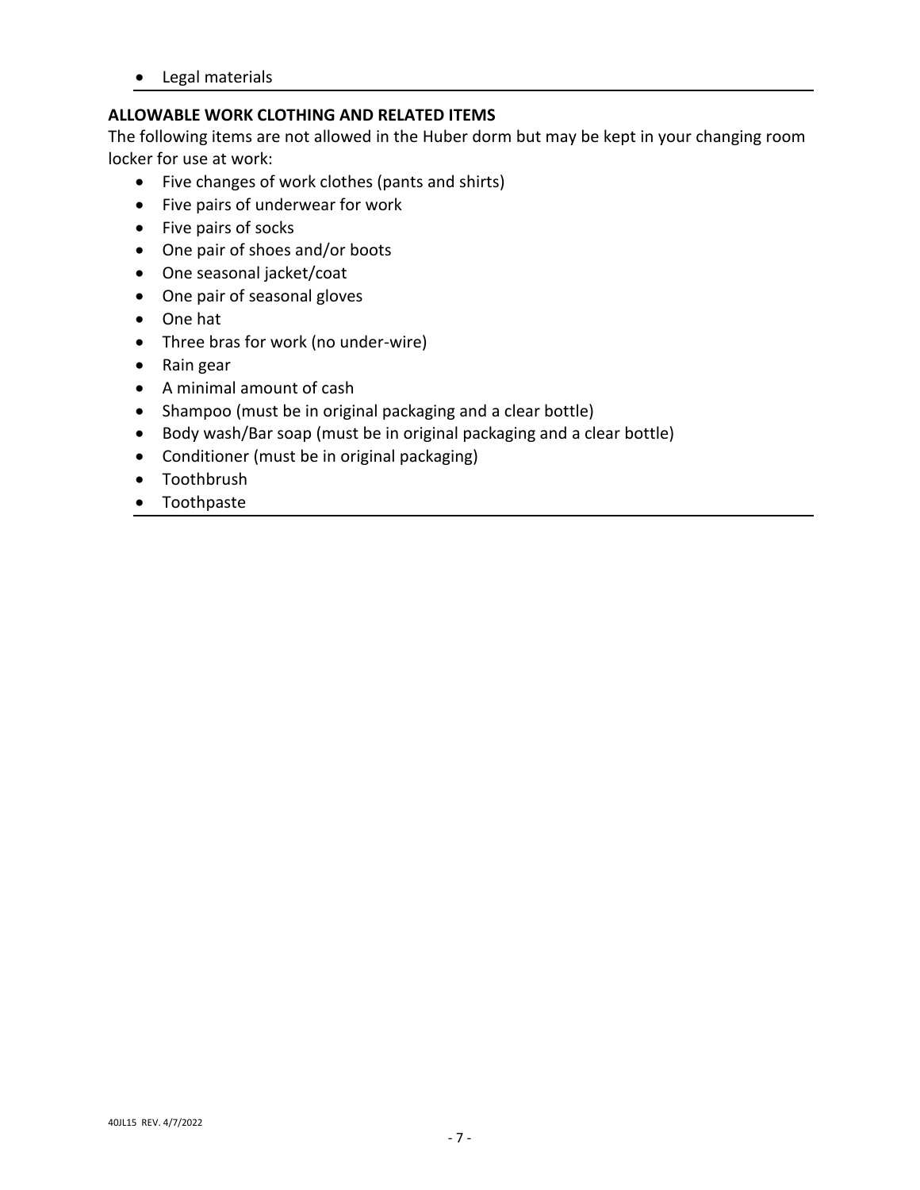- Legal materials

**ALLOWABLE WORK CLOTHING AND RELATED ITEMS**

The following items are not allowed in the Huber dorm but may be kept in your changing room locker for use at work:

- Five changes of work clothes (pants and shirts)
- Five pairs of underwear for work
- Five pairs of socks
- One pair of shoes and/or boots
- One seasonal jacket/coat
- One pair of seasonal gloves
- One hat
- Three bras for work (no under-wire)
- Rain gear
- A minimal amount of cash
- Shampoo (must be in original packaging and a clear bottle)
- Body wash/Bar soap (must be in original packaging and a clear bottle)
- Conditioner (must be in original packaging)
- Toothbrush
- Toothpaste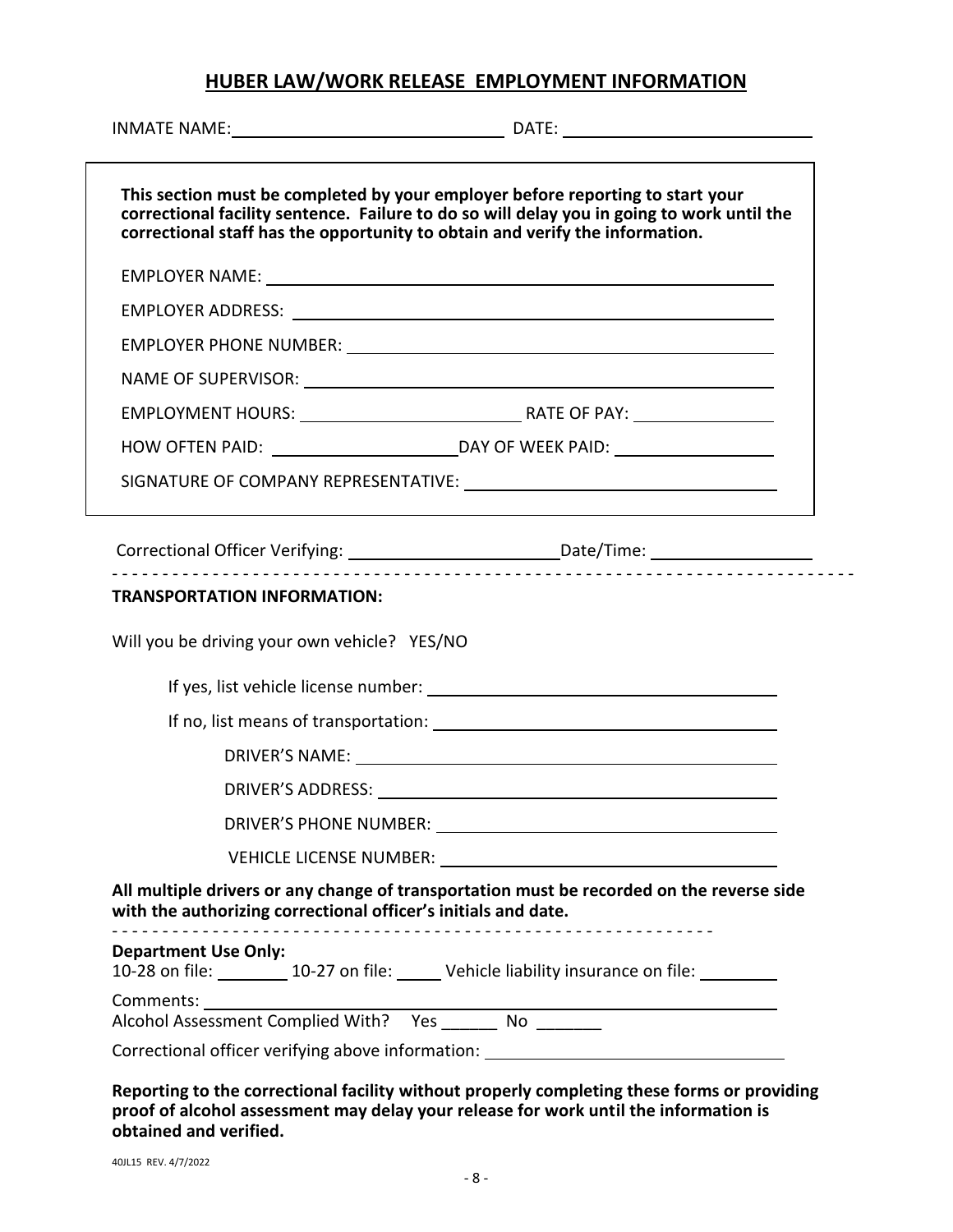## HUBER LAW/WORK RELEASE EMPLOYMENT INFORMATION

INMATE NAME: ______________________________ DATE: ____________________________

**This section must be completed by your employer before reporting to start your correctional facility sentence. Failure to do so will delay you in going to work until the correctional staff has the opportunity to obtain and verify the information.**

EMPLOYER NAME: ______________________________________________________

EMPLOYER ADDRESS: ____________________________________________________

EMPLOYER PHONE NUMBER: _______________________________________________

NAME OF SUPERVISOR: __________________________________________________

EMPLOYMENT HOURS: __________________________ RATE OF PAY: _________________

HOW OFTEN PAID: ______________________ DAY OF WEEK PAID: ___________________

SIGNATURE OF COMPANY REPRESENTATIVE: ____________________________________

Correctional Officer Verifying: ________________________ Date/Time: __________________

- - - - - - - - - - - - - - - - - - - - - - - - - - - - - - - - - - - - - - - - - - - - - - - - - - - - - - - - - - - - - - - - - - - - - - - - - -

**TRANSPORTATION INFORMATION:**

Will you be driving your own vehicle? YES/NO

If yes, list vehicle license number: ___________________________________________

If no, list means of transportation: ___________________________________________

DRIVER'S NAME: ______________________________________________

DRIVER'S ADDRESS: ____________________________________________

DRIVER'S PHONE NUMBER: _______________________________________

VEHICLE LICENSE NUMBER: _______________________________________

**All multiple drivers or any change of transportation must be recorded on the reverse side with the authorizing correctional officer's initials and date.**

- - - - - - - - - - - - - - - - - - - - - - - - - - - - - - - - - - - - - - - - - - - - - - - - - - - - - - - - - - - - -

**Department Use Only:**

10-28 on file: ________ 10-27 on file: _____ Vehicle liability insurance on file: _________

Comments: ______________________________________________________________

Alcohol Assessment Complied With? Yes ______ No _______

Correctional officer verifying above information: ________________________________

**Reporting to the correctional facility without properly completing these forms or providing proof of alcohol assessment may delay your release for work until the information is obtained and verified.**

40JL15 REV. 4/7/2022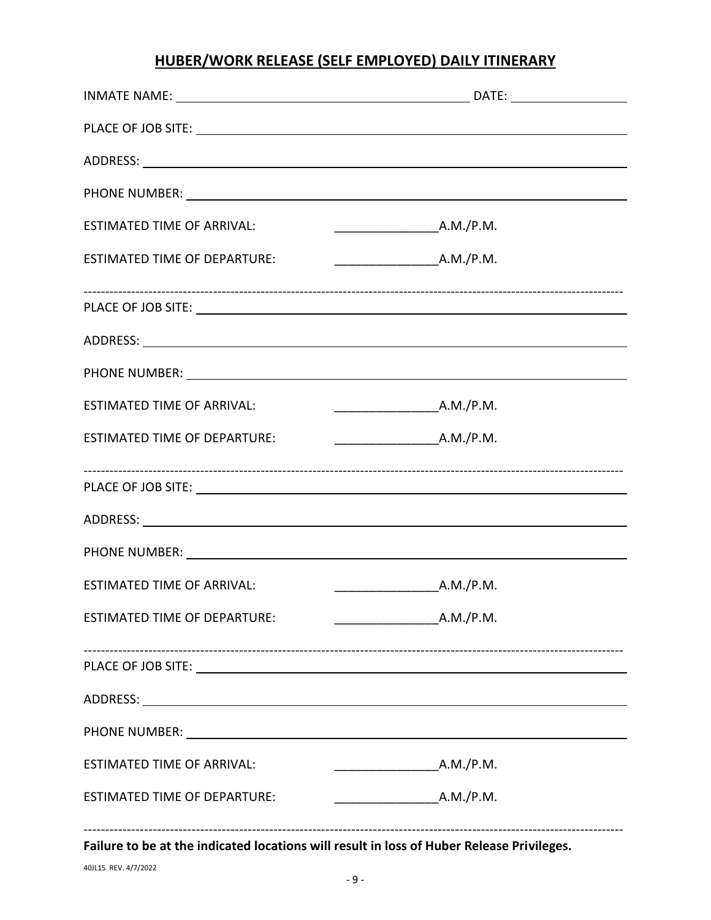## HUBER/WORK RELEASE (SELF EMPLOYED) DAILY ITINERARY

INMATE NAME: ___________________________________________ DATE: __________________

PLACE OF JOB SITE: ______________________________________________________________

ADDRESS: _______________________________________________________________________

PHONE NUMBER: __________________________________________________________________

ESTIMATED TIME OF ARRIVAL: _______________A.M./P.M.

ESTIMATED TIME OF DEPARTURE: _______________A.M./P.M.

---

PLACE OF JOB SITE: ______________________________________________________________

ADDRESS: _______________________________________________________________________

PHONE NUMBER: __________________________________________________________________

ESTIMATED TIME OF ARRIVAL: _______________A.M./P.M.

ESTIMATED TIME OF DEPARTURE: _______________A.M./P.M.

---

PLACE OF JOB SITE: ______________________________________________________________

ADDRESS: _______________________________________________________________________

PHONE NUMBER: __________________________________________________________________

ESTIMATED TIME OF ARRIVAL: _______________A.M./P.M.

ESTIMATED TIME OF DEPARTURE: _______________A.M./P.M.

---

PLACE OF JOB SITE: ______________________________________________________________

ADDRESS: _______________________________________________________________________

PHONE NUMBER: __________________________________________________________________

ESTIMATED TIME OF ARRIVAL: _______________A.M./P.M.

ESTIMATED TIME OF DEPARTURE: _______________A.M./P.M.

---

**Failure to be at the indicated locations will result in loss of Huber Release Privileges.**

40JL15 REV. 4/7/2022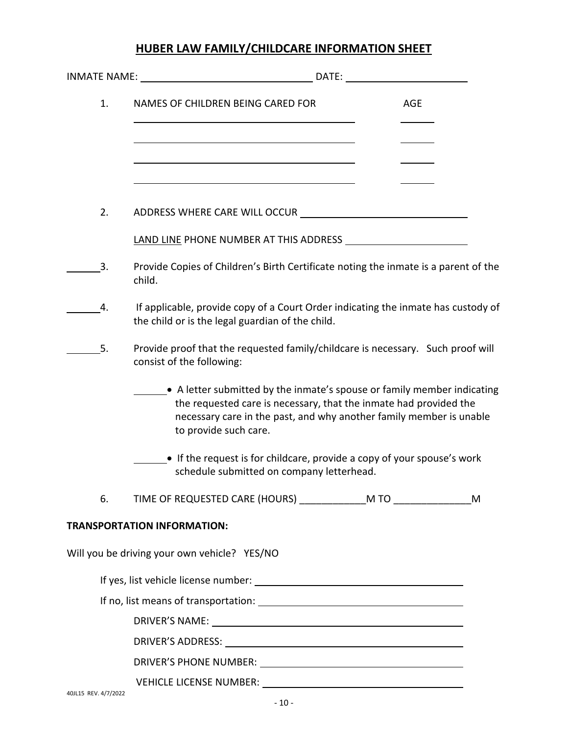# HUBER LAW FAMILY/CHILDCARE INFORMATION SHEET

INMATE NAME: ______________________________ DATE: ______________________

1. NAMES OF CHILDREN BEING CARED FOR AGE

   ________________________________________ ______

   ________________________________________ ______

   ________________________________________ ______

   ________________________________________ ______

2. ADDRESS WHERE CARE WILL OCCUR ______________________________

   LAND LINE PHONE NUMBER AT THIS ADDRESS ______________________

______3. Provide Copies of Children's Birth Certificate noting the inmate is a parent of the child.

______4. If applicable, provide copy of a Court Order indicating the inmate has custody of the child or is the legal guardian of the child.

______5. Provide proof that the requested family/childcare is necessary. Such proof will consist of the following:

   ______• A letter submitted by the inmate's spouse or family member indicating the requested care is necessary, that the inmate had provided the necessary care in the past, and why another family member is unable to provide such care.

   ______• If the request is for childcare, provide a copy of your spouse's work schedule submitted on company letterhead.

6. TIME OF REQUESTED CARE (HOURS) ____________M TO ______________M

**TRANSPORTATION INFORMATION:**

Will you be driving your own vehicle? YES/NO

If yes, list vehicle license number: ________________________________________

If no, list means of transportation: ________________________________________

DRIVER'S NAME: ________________________________________

DRIVER'S ADDRESS: ________________________________________

DRIVER'S PHONE NUMBER: ________________________________________

VEHICLE LICENSE NUMBER: ________________________________________

40JL15 REV. 4/7/2022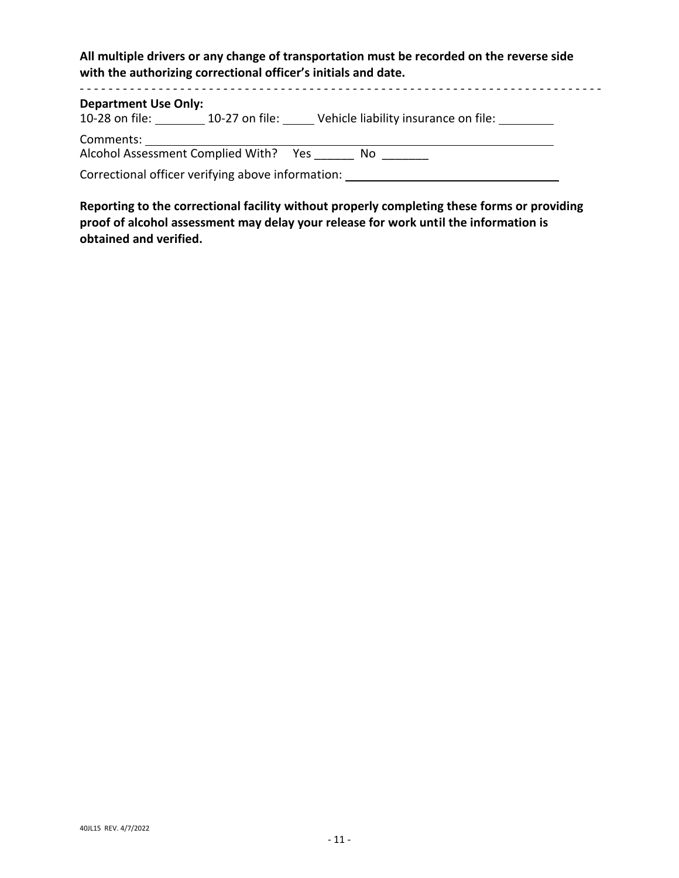**All multiple drivers or any change of transportation must be recorded on the reverse side with the authorizing correctional officer's initials and date.**

- - - - - - - - - - - - - - - - - - - - - - - - - - - - - - - - - - - - - - - - - - - - - - - - - - - - - - - - - - - - - - - - - - - - - - - -

**Department Use Only:**

10-28 on file: ________ 10-27 on file: _____ Vehicle liability insurance on file: _________

Comments: ______________________________________________________________________

Alcohol Assessment Complied With? Yes ______ No _______

Correctional officer verifying above information: _________________________________

**Reporting to the correctional facility without properly completing these forms or providing proof of alcohol assessment may delay your release for work until the information is obtained and verified.**

40JL15 REV. 4/7/2022